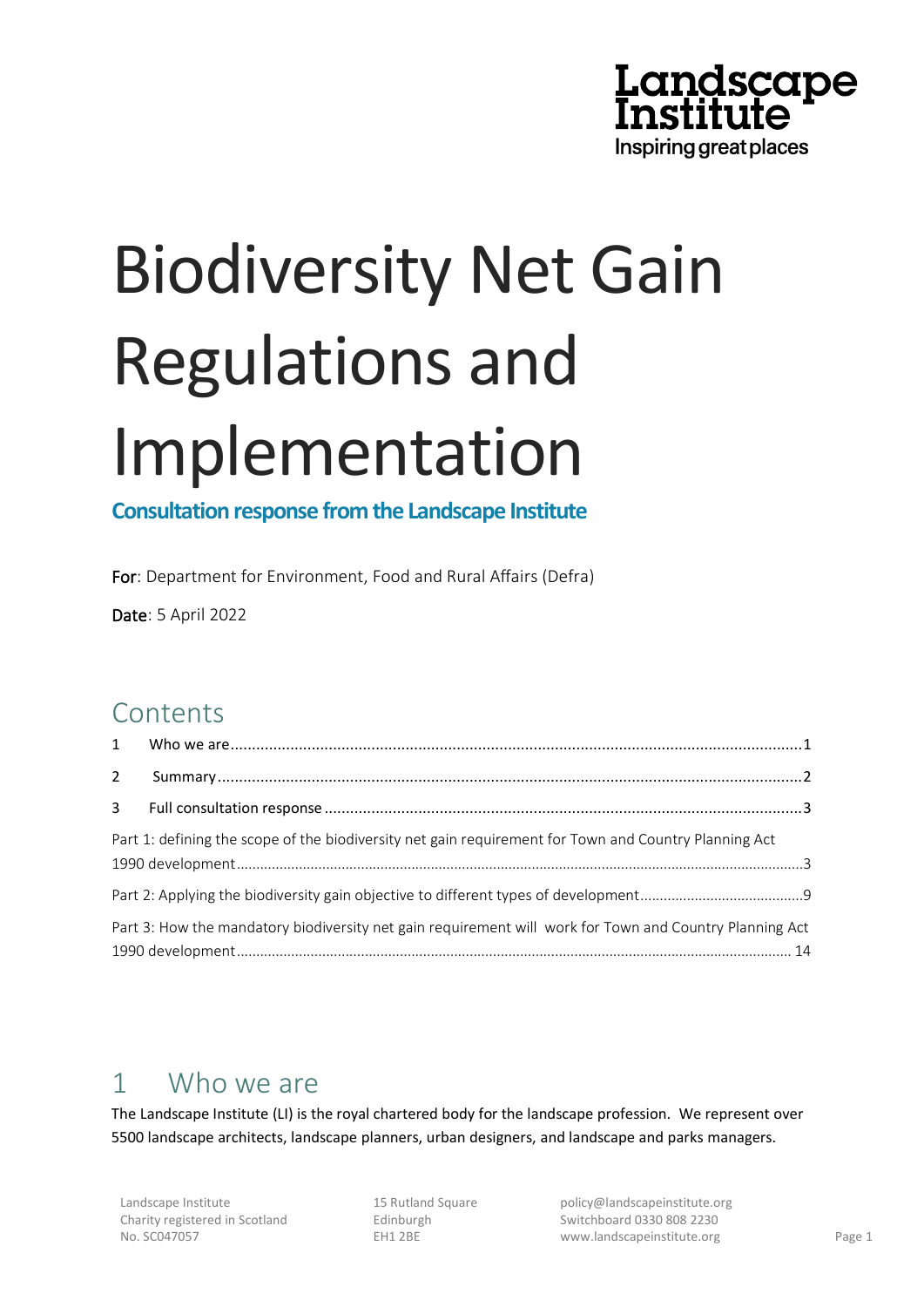Landscape Institute
Inspiring great places

# Biodiversity Net Gain Regulations and Implementation

**Consultation response from the Landscape Institute**

**For**: Department for Environment, Food and Rural Affairs (Defra)

**Date**: 5 April 2022

## Contents

1 Who we are ........ 1

2 Summary ........ 2

3 Full consultation response ........ 3

Part 1: defining the scope of the biodiversity net gain requirement for Town and Country Planning Act 1990 development ........ 3

Part 2: Applying the biodiversity gain objective to different types of development ........ 9

Part 3: How the mandatory biodiversity net gain requirement will work for Town and Country Planning Act 1990 development ........ 14

## 1 Who we are

The Landscape Institute (LI) is the royal chartered body for the landscape profession. We represent over 5500 landscape architects, landscape planners, urban designers, and landscape and parks managers.

Landscape Institute
Charity registered in Scotland
No. SC047057

15 Rutland Square
Edinburgh
EH1 2BE

policy@landscapeinstitute.org
Switchboard 0330 808 2230
www.landscapeinstitute.org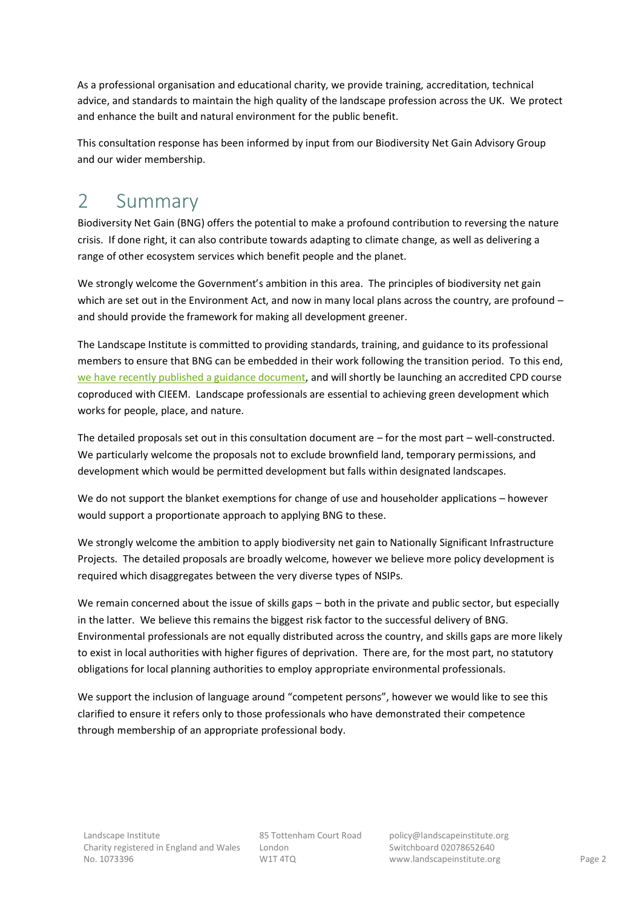As a professional organisation and educational charity, we provide training, accreditation, technical advice, and standards to maintain the high quality of the landscape profession across the UK. We protect and enhance the built and natural environment for the public benefit.

This consultation response has been informed by input from our Biodiversity Net Gain Advisory Group and our wider membership.

# 2 Summary

Biodiversity Net Gain (BNG) offers the potential to make a profound contribution to reversing the nature crisis. If done right, it can also contribute towards adapting to climate change, as well as delivering a range of other ecosystem services which benefit people and the planet.

We strongly welcome the Government's ambition in this area. The principles of biodiversity net gain which are set out in the Environment Act, and now in many local plans across the country, are profound – and should provide the framework for making all development greener.

The Landscape Institute is committed to providing standards, training, and guidance to its professional members to ensure that BNG can be embedded in their work following the transition period. To this end, we have recently published a guidance document, and will shortly be launching an accredited CPD course coproduced with CIEEM. Landscape professionals are essential to achieving green development which works for people, place, and nature.

The detailed proposals set out in this consultation document are – for the most part – well-constructed. We particularly welcome the proposals not to exclude brownfield land, temporary permissions, and development which would be permitted development but falls within designated landscapes.

We do not support the blanket exemptions for change of use and householder applications – however would support a proportionate approach to applying BNG to these.

We strongly welcome the ambition to apply biodiversity net gain to Nationally Significant Infrastructure Projects. The detailed proposals are broadly welcome, however we believe more policy development is required which disaggregates between the very diverse types of NSIPs.

We remain concerned about the issue of skills gaps – both in the private and public sector, but especially in the latter. We believe this remains the biggest risk factor to the successful delivery of BNG. Environmental professionals are not equally distributed across the country, and skills gaps are more likely to exist in local authorities with higher figures of deprivation. There are, for the most part, no statutory obligations for local planning authorities to employ appropriate environmental professionals.

We support the inclusion of language around "competent persons", however we would like to see this clarified to ensure it refers only to those professionals who have demonstrated their competence through membership of an appropriate professional body.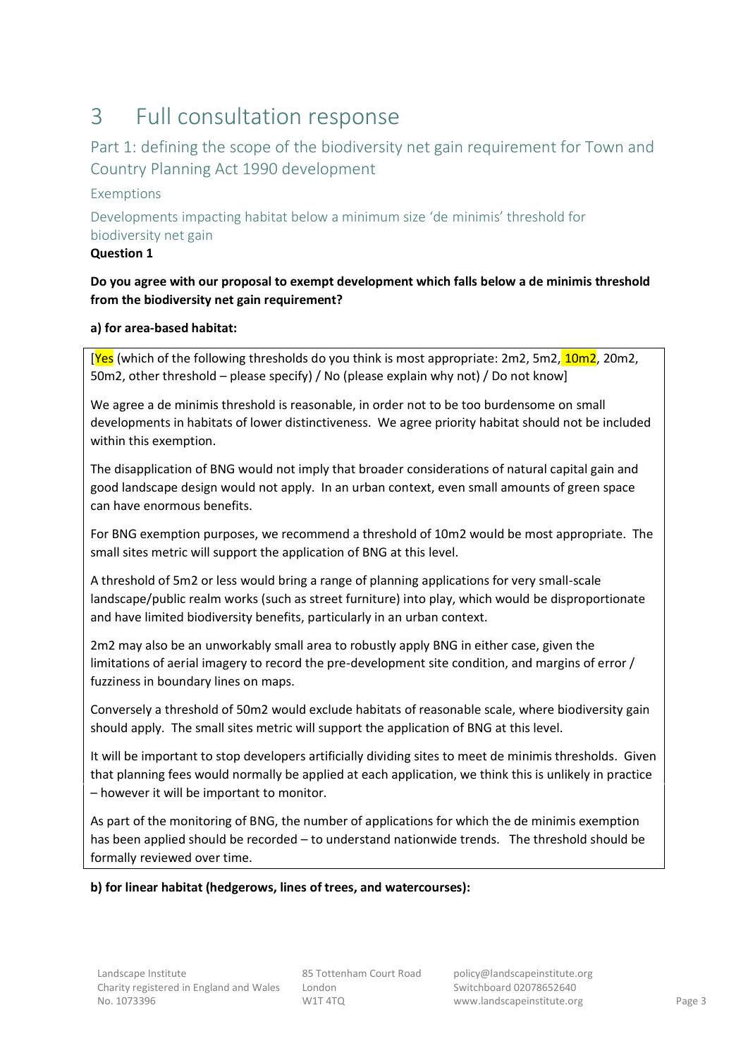# 3 Full consultation response

## Part 1: defining the scope of the biodiversity net gain requirement for Town and Country Planning Act 1990 development

### Exemptions

#### Developments impacting habitat below a minimum size 'de minimis' threshold for biodiversity net gain

**Question 1**

**Do you agree with our proposal to exempt development which falls below a de minimis threshold from the biodiversity net gain requirement?**

**a) for area-based habitat:**

[Yes (which of the following thresholds do you think is most appropriate: 2m2, 5m2, 10m2, 20m2, 50m2, other threshold – please specify) / No (please explain why not) / Do not know]

We agree a de minimis threshold is reasonable, in order not to be too burdensome on small developments in habitats of lower distinctiveness. We agree priority habitat should not be included within this exemption.

The disapplication of BNG would not imply that broader considerations of natural capital gain and good landscape design would not apply. In an urban context, even small amounts of green space can have enormous benefits.

For BNG exemption purposes, we recommend a threshold of 10m2 would be most appropriate. The small sites metric will support the application of BNG at this level.

A threshold of 5m2 or less would bring a range of planning applications for very small-scale landscape/public realm works (such as street furniture) into play, which would be disproportionate and have limited biodiversity benefits, particularly in an urban context.

2m2 may also be an unworkably small area to robustly apply BNG in either case, given the limitations of aerial imagery to record the pre-development site condition, and margins of error / fuzziness in boundary lines on maps.

Conversely a threshold of 50m2 would exclude habitats of reasonable scale, where biodiversity gain should apply. The small sites metric will support the application of BNG at this level.

It will be important to stop developers artificially dividing sites to meet de minimis thresholds. Given that planning fees would normally be applied at each application, we think this is unlikely in practice – however it will be important to monitor.

As part of the monitoring of BNG, the number of applications for which the de minimis exemption has been applied should be recorded – to understand nationwide trends. The threshold should be formally reviewed over time.

**b) for linear habitat (hedgerows, lines of trees, and watercourses):**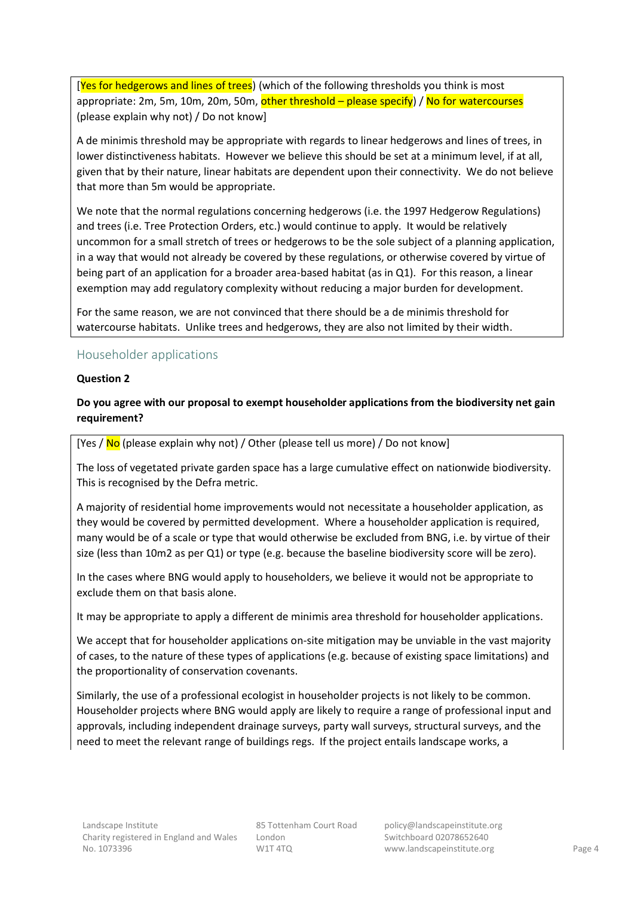[Yes for hedgerows and lines of trees) (which of the following thresholds you think is most appropriate: 2m, 5m, 10m, 20m, 50m, other threshold – please specify) / No for watercourses (please explain why not) / Do not know]

A de minimis threshold may be appropriate with regards to linear hedgerows and lines of trees, in lower distinctiveness habitats. However we believe this should be set at a minimum level, if at all, given that by their nature, linear habitats are dependent upon their connectivity. We do not believe that more than 5m would be appropriate.

We note that the normal regulations concerning hedgerows (i.e. the 1997 Hedgerow Regulations) and trees (i.e. Tree Protection Orders, etc.) would continue to apply. It would be relatively uncommon for a small stretch of trees or hedgerows to be the sole subject of a planning application, in a way that would not already be covered by these regulations, or otherwise covered by virtue of being part of an application for a broader area-based habitat (as in Q1). For this reason, a linear exemption may add regulatory complexity without reducing a major burden for development.

For the same reason, we are not convinced that there should be a de minimis threshold for watercourse habitats. Unlike trees and hedgerows, they are also not limited by their width.

## Householder applications

**Question 2**

**Do you agree with our proposal to exempt householder applications from the biodiversity net gain requirement?**

[Yes / No (please explain why not) / Other (please tell us more) / Do not know]

The loss of vegetated private garden space has a large cumulative effect on nationwide biodiversity. This is recognised by the Defra metric.

A majority of residential home improvements would not necessitate a householder application, as they would be covered by permitted development. Where a householder application is required, many would be of a scale or type that would otherwise be excluded from BNG, i.e. by virtue of their size (less than 10m2 as per Q1) or type (e.g. because the baseline biodiversity score will be zero).

In the cases where BNG would apply to householders, we believe it would not be appropriate to exclude them on that basis alone.

It may be appropriate to apply a different de minimis area threshold for householder applications.

We accept that for householder applications on-site mitigation may be unviable in the vast majority of cases, to the nature of these types of applications (e.g. because of existing space limitations) and the proportionality of conservation covenants.

Similarly, the use of a professional ecologist in householder projects is not likely to be common. Householder projects where BNG would apply are likely to require a range of professional input and approvals, including independent drainage surveys, party wall surveys, structural surveys, and the need to meet the relevant range of buildings regs. If the project entails landscape works, a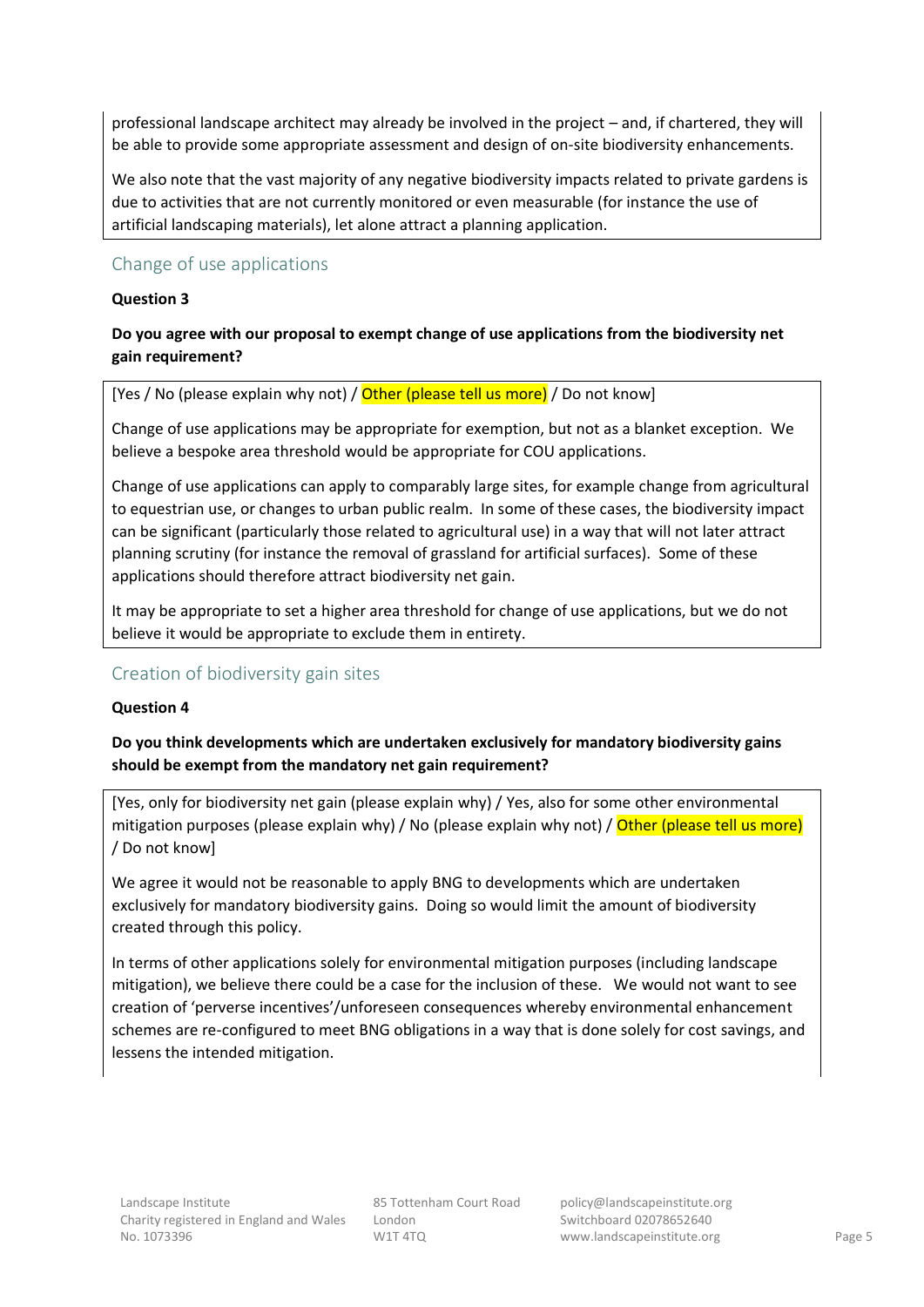professional landscape architect may already be involved in the project – and, if chartered, they will be able to provide some appropriate assessment and design of on-site biodiversity enhancements.

We also note that the vast majority of any negative biodiversity impacts related to private gardens is due to activities that are not currently monitored or even measurable (for instance the use of artificial landscaping materials), let alone attract a planning application.

## Change of use applications

**Question 3**

**Do you agree with our proposal to exempt change of use applications from the biodiversity net gain requirement?**

[Yes / No (please explain why not) / Other (please tell us more) / Do not know]

Change of use applications may be appropriate for exemption, but not as a blanket exception. We believe a bespoke area threshold would be appropriate for COU applications.

Change of use applications can apply to comparably large sites, for example change from agricultural to equestrian use, or changes to urban public realm. In some of these cases, the biodiversity impact can be significant (particularly those related to agricultural use) in a way that will not later attract planning scrutiny (for instance the removal of grassland for artificial surfaces). Some of these applications should therefore attract biodiversity net gain.

It may be appropriate to set a higher area threshold for change of use applications, but we do not believe it would be appropriate to exclude them in entirety.

## Creation of biodiversity gain sites

**Question 4**

**Do you think developments which are undertaken exclusively for mandatory biodiversity gains should be exempt from the mandatory net gain requirement?**

[Yes, only for biodiversity net gain (please explain why) / Yes, also for some other environmental mitigation purposes (please explain why) / No (please explain why not) / Other (please tell us more) / Do not know]

We agree it would not be reasonable to apply BNG to developments which are undertaken exclusively for mandatory biodiversity gains. Doing so would limit the amount of biodiversity created through this policy.

In terms of other applications solely for environmental mitigation purposes (including landscape mitigation), we believe there could be a case for the inclusion of these. We would not want to see creation of 'perverse incentives'/unforeseen consequences whereby environmental enhancement schemes are re-configured to meet BNG obligations in a way that is done solely for cost savings, and lessens the intended mitigation.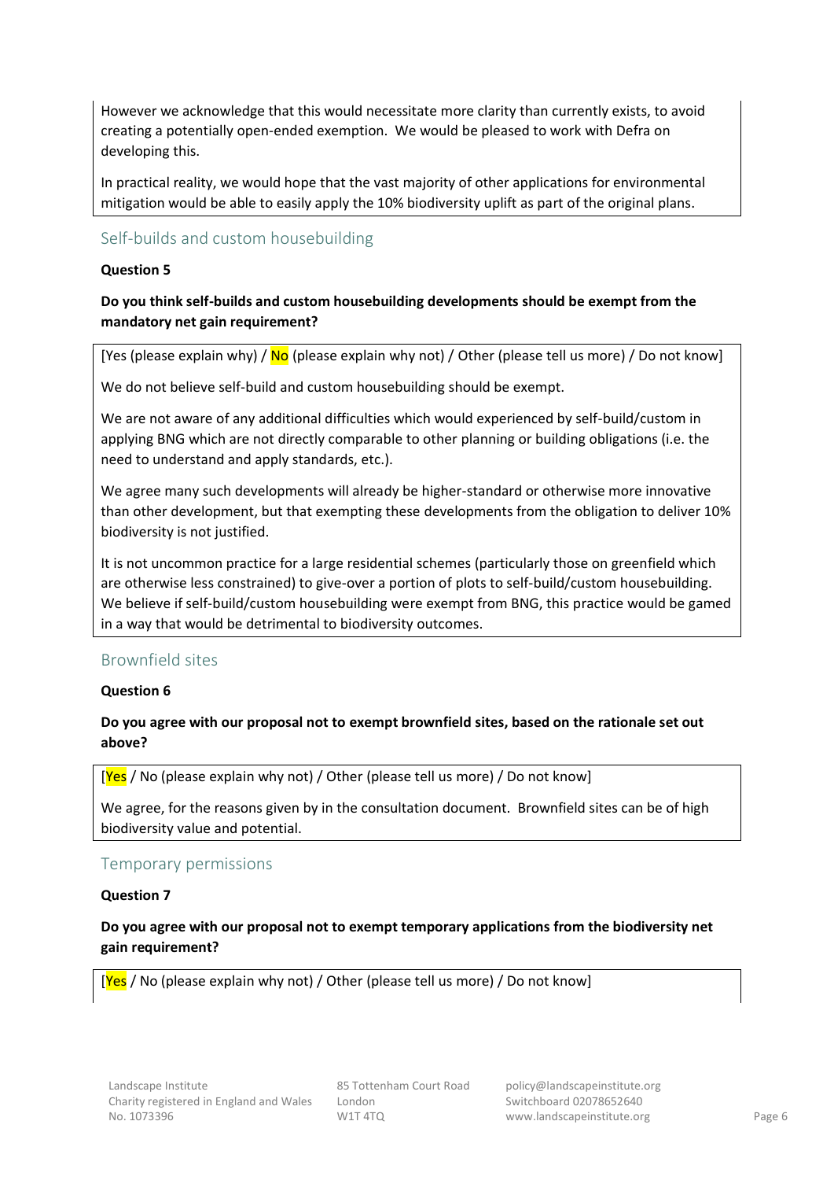However we acknowledge that this would necessitate more clarity than currently exists, to avoid creating a potentially open-ended exemption. We would be pleased to work with Defra on developing this.

In practical reality, we would hope that the vast majority of other applications for environmental mitigation would be able to easily apply the 10% biodiversity uplift as part of the original plans.

## Self-builds and custom housebuilding

**Question 5**

**Do you think self-builds and custom housebuilding developments should be exempt from the mandatory net gain requirement?**

[Yes (please explain why) / No (please explain why not) / Other (please tell us more) / Do not know]

We do not believe self-build and custom housebuilding should be exempt.

We are not aware of any additional difficulties which would experienced by self-build/custom in applying BNG which are not directly comparable to other planning or building obligations (i.e. the need to understand and apply standards, etc.).

We agree many such developments will already be higher-standard or otherwise more innovative than other development, but that exempting these developments from the obligation to deliver 10% biodiversity is not justified.

It is not uncommon practice for a large residential schemes (particularly those on greenfield which are otherwise less constrained) to give-over a portion of plots to self-build/custom housebuilding. We believe if self-build/custom housebuilding were exempt from BNG, this practice would be gamed in a way that would be detrimental to biodiversity outcomes.

## Brownfield sites

**Question 6**

**Do you agree with our proposal not to exempt brownfield sites, based on the rationale set out above?**

[Yes / No (please explain why not) / Other (please tell us more) / Do not know]

We agree, for the reasons given by in the consultation document. Brownfield sites can be of high biodiversity value and potential.

## Temporary permissions

**Question 7**

**Do you agree with our proposal not to exempt temporary applications from the biodiversity net gain requirement?**

[Yes / No (please explain why not) / Other (please tell us more) / Do not know]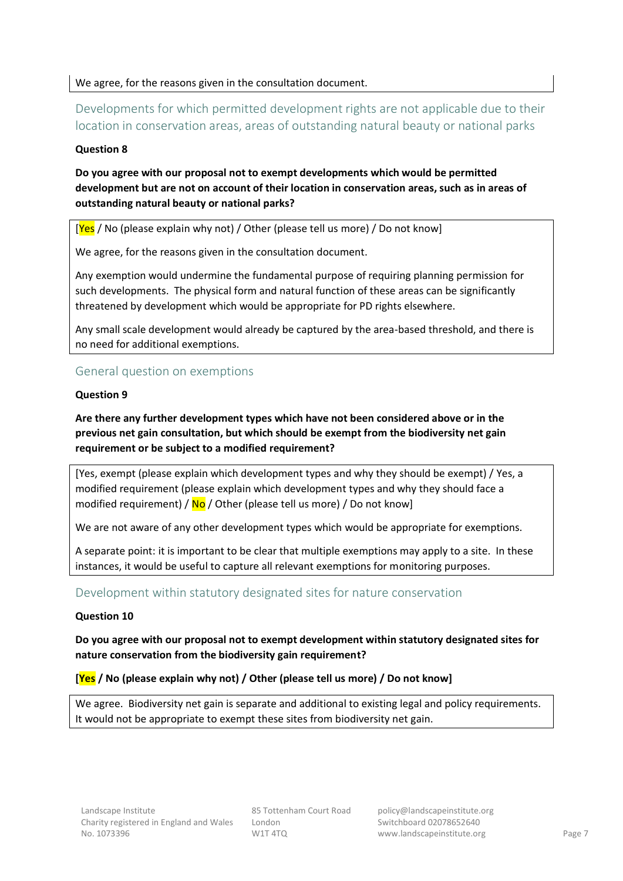We agree, for the reasons given in the consultation document.

## Developments for which permitted development rights are not applicable due to their location in conservation areas, areas of outstanding natural beauty or national parks

**Question 8**

**Do you agree with our proposal not to exempt developments which would be permitted development but are not on account of their location in conservation areas, such as in areas of outstanding natural beauty or national parks?**

[Yes / No (please explain why not) / Other (please tell us more) / Do not know]

We agree, for the reasons given in the consultation document.

Any exemption would undermine the fundamental purpose of requiring planning permission for such developments. The physical form and natural function of these areas can be significantly threatened by development which would be appropriate for PD rights elsewhere.

Any small scale development would already be captured by the area-based threshold, and there is no need for additional exemptions.

## General question on exemptions

**Question 9**

**Are there any further development types which have not been considered above or in the previous net gain consultation, but which should be exempt from the biodiversity net gain requirement or be subject to a modified requirement?**

[Yes, exempt (please explain which development types and why they should be exempt) / Yes, a modified requirement (please explain which development types and why they should face a modified requirement) / No / Other (please tell us more) / Do not know]

We are not aware of any other development types which would be appropriate for exemptions.

A separate point: it is important to be clear that multiple exemptions may apply to a site. In these instances, it would be useful to capture all relevant exemptions for monitoring purposes.

## Development within statutory designated sites for nature conservation

**Question 10**

**Do you agree with our proposal not to exempt development within statutory designated sites for nature conservation from the biodiversity gain requirement?**

**[Yes / No (please explain why not) / Other (please tell us more) / Do not know]**

We agree. Biodiversity net gain is separate and additional to existing legal and policy requirements. It would not be appropriate to exempt these sites from biodiversity net gain.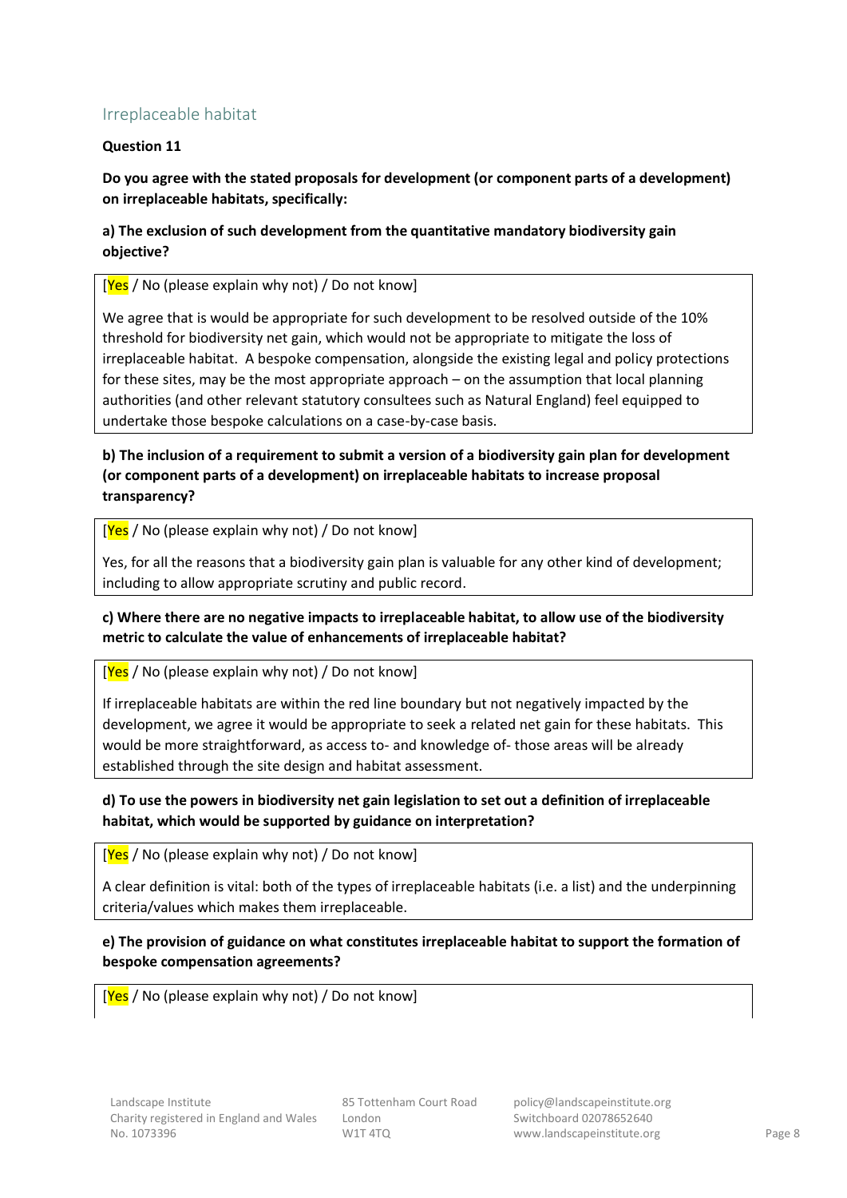## Irreplaceable habitat

**Question 11**

**Do you agree with the stated proposals for development (or component parts of a development) on irreplaceable habitats, specifically:**

**a) The exclusion of such development from the quantitative mandatory biodiversity gain objective?**

[Yes / No (please explain why not) / Do not know]

We agree that is would be appropriate for such development to be resolved outside of the 10% threshold for biodiversity net gain, which would not be appropriate to mitigate the loss of irreplaceable habitat. A bespoke compensation, alongside the existing legal and policy protections for these sites, may be the most appropriate approach – on the assumption that local planning authorities (and other relevant statutory consultees such as Natural England) feel equipped to undertake those bespoke calculations on a case-by-case basis.

**b) The inclusion of a requirement to submit a version of a biodiversity gain plan for development (or component parts of a development) on irreplaceable habitats to increase proposal transparency?**

[Yes / No (please explain why not) / Do not know]

Yes, for all the reasons that a biodiversity gain plan is valuable for any other kind of development; including to allow appropriate scrutiny and public record.

**c) Where there are no negative impacts to irreplaceable habitat, to allow use of the biodiversity metric to calculate the value of enhancements of irreplaceable habitat?**

[Yes / No (please explain why not) / Do not know]

If irreplaceable habitats are within the red line boundary but not negatively impacted by the development, we agree it would be appropriate to seek a related net gain for these habitats. This would be more straightforward, as access to- and knowledge of- those areas will be already established through the site design and habitat assessment.

**d) To use the powers in biodiversity net gain legislation to set out a definition of irreplaceable habitat, which would be supported by guidance on interpretation?**

[Yes / No (please explain why not) / Do not know]

A clear definition is vital: both of the types of irreplaceable habitats (i.e. a list) and the underpinning criteria/values which makes them irreplaceable.

**e) The provision of guidance on what constitutes irreplaceable habitat to support the formation of bespoke compensation agreements?**

[Yes / No (please explain why not) / Do not know]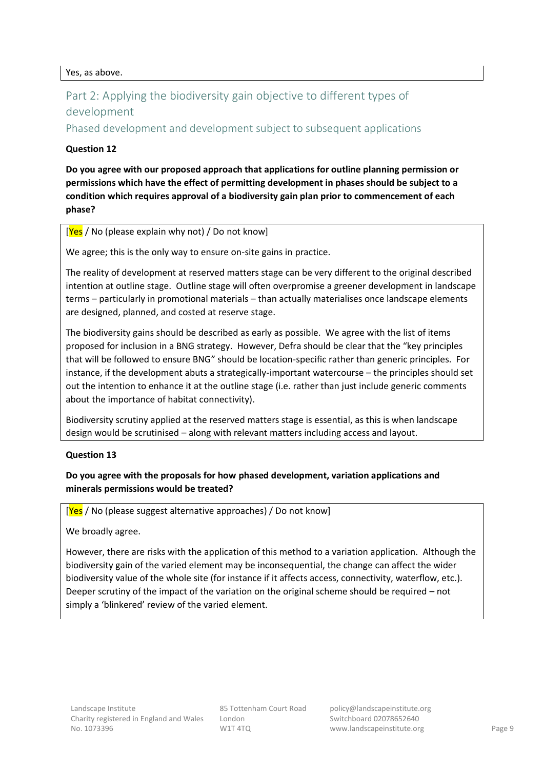Yes, as above.

## Part 2: Applying the biodiversity gain objective to different types of development

### Phased development and development subject to subsequent applications

**Question 12**

**Do you agree with our proposed approach that applications for outline planning permission or permissions which have the effect of permitting development in phases should be subject to a condition which requires approval of a biodiversity gain plan prior to commencement of each phase?**

[Yes / No (please explain why not) / Do not know]

We agree; this is the only way to ensure on-site gains in practice.

The reality of development at reserved matters stage can be very different to the original described intention at outline stage. Outline stage will often overpromise a greener development in landscape terms – particularly in promotional materials – than actually materialises once landscape elements are designed, planned, and costed at reserve stage.

The biodiversity gains should be described as early as possible. We agree with the list of items proposed for inclusion in a BNG strategy. However, Defra should be clear that the "key principles that will be followed to ensure BNG" should be location-specific rather than generic principles. For instance, if the development abuts a strategically-important watercourse – the principles should set out the intention to enhance it at the outline stage (i.e. rather than just include generic comments about the importance of habitat connectivity).

Biodiversity scrutiny applied at the reserved matters stage is essential, as this is when landscape design would be scrutinised – along with relevant matters including access and layout.

**Question 13**

**Do you agree with the proposals for how phased development, variation applications and minerals permissions would be treated?**

[Yes / No (please suggest alternative approaches) / Do not know]

We broadly agree.

However, there are risks with the application of this method to a variation application. Although the biodiversity gain of the varied element may be inconsequential, the change can affect the wider biodiversity value of the whole site (for instance if it affects access, connectivity, waterflow, etc.). Deeper scrutiny of the impact of the variation on the original scheme should be required – not simply a 'blinkered' review of the varied element.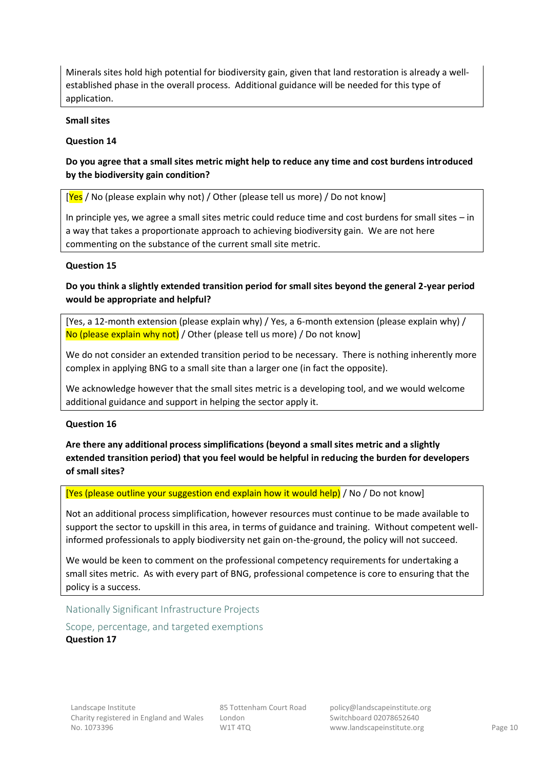Minerals sites hold high potential for biodiversity gain, given that land restoration is already a well-established phase in the overall process. Additional guidance will be needed for this type of application.

**Small sites**

**Question 14**

**Do you agree that a small sites metric might help to reduce any time and cost burdens introduced by the biodiversity gain condition?**

[Yes / No (please explain why not) / Other (please tell us more) / Do not know]

In principle yes, we agree a small sites metric could reduce time and cost burdens for small sites – in a way that takes a proportionate approach to achieving biodiversity gain. We are not here commenting on the substance of the current small site metric.

**Question 15**

**Do you think a slightly extended transition period for small sites beyond the general 2-year period would be appropriate and helpful?**

[Yes, a 12-month extension (please explain why) / Yes, a 6-month extension (please explain why) / No (please explain why not) / Other (please tell us more) / Do not know]

We do not consider an extended transition period to be necessary. There is nothing inherently more complex in applying BNG to a small site than a larger one (in fact the opposite).

We acknowledge however that the small sites metric is a developing tool, and we would welcome additional guidance and support in helping the sector apply it.

**Question 16**

**Are there any additional process simplifications (beyond a small sites metric and a slightly extended transition period) that you feel would be helpful in reducing the burden for developers of small sites?**

[Yes (please outline your suggestion end explain how it would help) / No / Do not know]

Not an additional process simplification, however resources must continue to be made available to support the sector to upskill in this area, in terms of guidance and training. Without competent well-informed professionals to apply biodiversity net gain on-the-ground, the policy will not succeed.

We would be keen to comment on the professional competency requirements for undertaking a small sites metric. As with every part of BNG, professional competence is core to ensuring that the policy is a success.

## Nationally Significant Infrastructure Projects

### Scope, percentage, and targeted exemptions

**Question 17**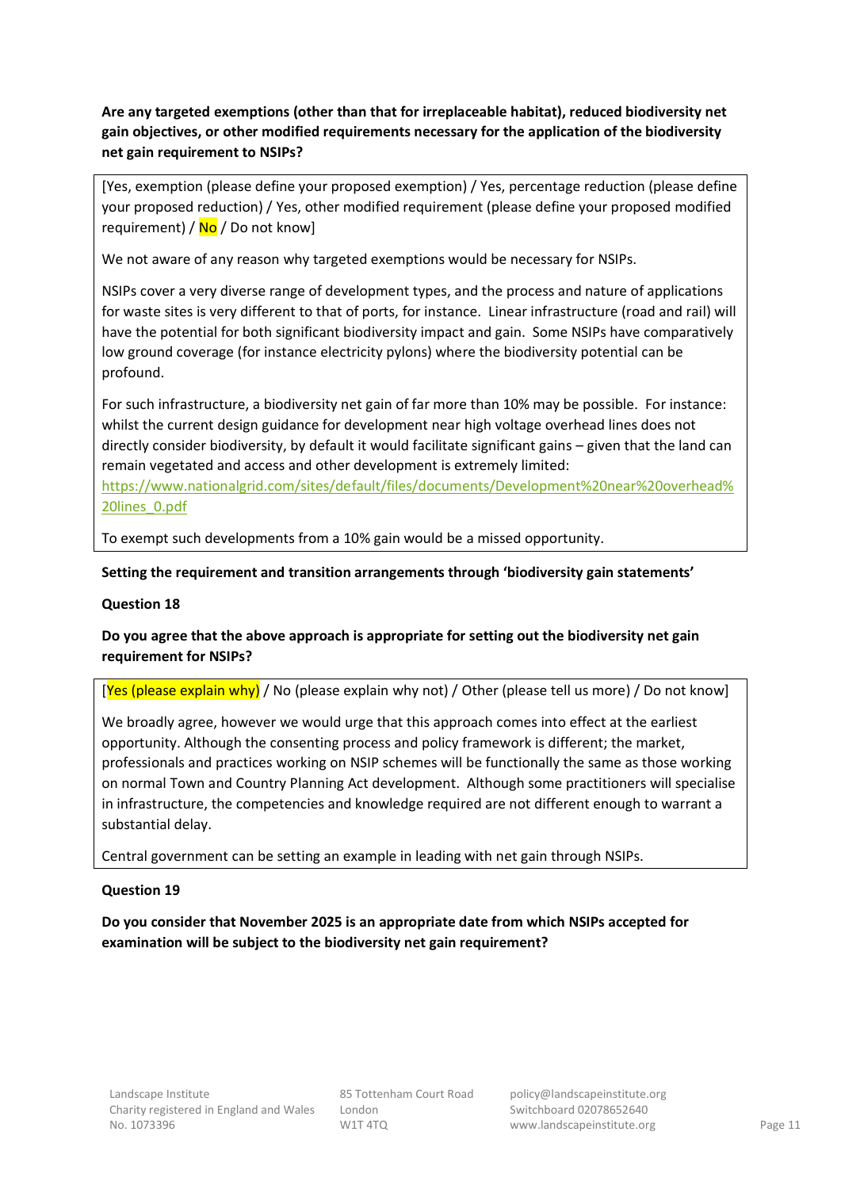**Are any targeted exemptions (other than that for irreplaceable habitat), reduced biodiversity net gain objectives, or other modified requirements necessary for the application of the biodiversity net gain requirement to NSIPs?**

[Yes, exemption (please define your proposed exemption) / Yes, percentage reduction (please define your proposed reduction) / Yes, other modified requirement (please define your proposed modified requirement) / No / Do not know]

We not aware of any reason why targeted exemptions would be necessary for NSIPs.

NSIPs cover a very diverse range of development types, and the process and nature of applications for waste sites is very different to that of ports, for instance. Linear infrastructure (road and rail) will have the potential for both significant biodiversity impact and gain. Some NSIPs have comparatively low ground coverage (for instance electricity pylons) where the biodiversity potential can be profound.

For such infrastructure, a biodiversity net gain of far more than 10% may be possible. For instance: whilst the current design guidance for development near high voltage overhead lines does not directly consider biodiversity, by default it would facilitate significant gains – given that the land can remain vegetated and access and other development is extremely limited: https://www.nationalgrid.com/sites/default/files/documents/Development%20near%20overhead%20lines_0.pdf

To exempt such developments from a 10% gain would be a missed opportunity.

**Setting the requirement and transition arrangements through 'biodiversity gain statements'**

**Question 18**

**Do you agree that the above approach is appropriate for setting out the biodiversity net gain requirement for NSIPs?**

[Yes (please explain why) / No (please explain why not) / Other (please tell us more) / Do not know]

We broadly agree, however we would urge that this approach comes into effect at the earliest opportunity. Although the consenting process and policy framework is different; the market, professionals and practices working on NSIP schemes will be functionally the same as those working on normal Town and Country Planning Act development. Although some practitioners will specialise in infrastructure, the competencies and knowledge required are not different enough to warrant a substantial delay.

Central government can be setting an example in leading with net gain through NSIPs.

**Question 19**

**Do you consider that November 2025 is an appropriate date from which NSIPs accepted for examination will be subject to the biodiversity net gain requirement?**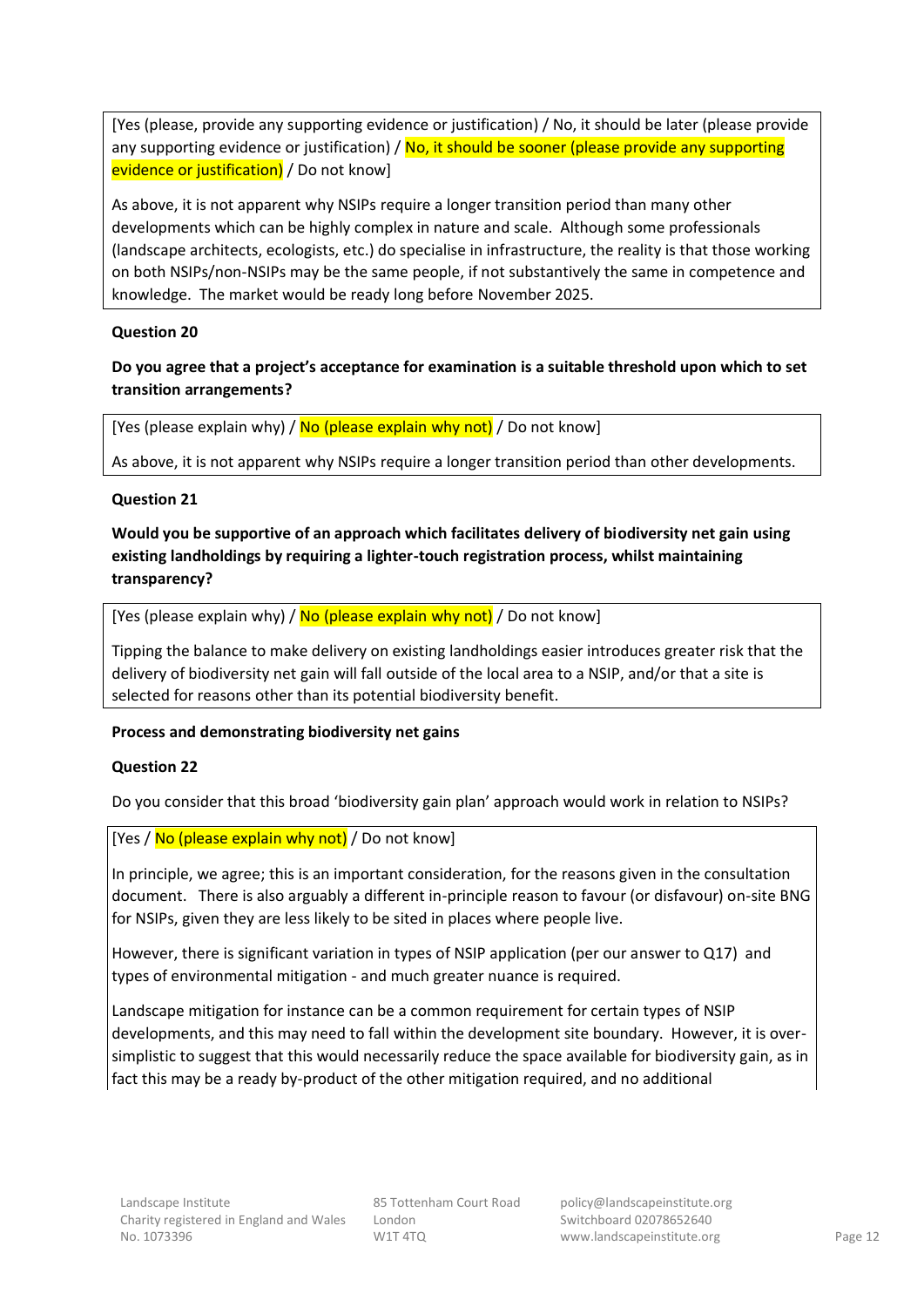[Yes (please, provide any supporting evidence or justification) / No, it should be later (please provide any supporting evidence or justification) / No, it should be sooner (please provide any supporting evidence or justification) / Do not know]

As above, it is not apparent why NSIPs require a longer transition period than many other developments which can be highly complex in nature and scale. Although some professionals (landscape architects, ecologists, etc.) do specialise in infrastructure, the reality is that those working on both NSIPs/non-NSIPs may be the same people, if not substantively the same in competence and knowledge. The market would be ready long before November 2025.

**Question 20**

**Do you agree that a project's acceptance for examination is a suitable threshold upon which to set transition arrangements?**

[Yes (please explain why) / No (please explain why not) / Do not know]

As above, it is not apparent why NSIPs require a longer transition period than other developments.

**Question 21**

**Would you be supportive of an approach which facilitates delivery of biodiversity net gain using existing landholdings by requiring a lighter-touch registration process, whilst maintaining transparency?**

[Yes (please explain why) / No (please explain why not) / Do not know]

Tipping the balance to make delivery on existing landholdings easier introduces greater risk that the delivery of biodiversity net gain will fall outside of the local area to a NSIP, and/or that a site is selected for reasons other than its potential biodiversity benefit.

**Process and demonstrating biodiversity net gains**

**Question 22**

Do you consider that this broad 'biodiversity gain plan' approach would work in relation to NSIPs?

[Yes / No (please explain why not) / Do not know]

In principle, we agree; this is an important consideration, for the reasons given in the consultation document. There is also arguably a different in-principle reason to favour (or disfavour) on-site BNG for NSIPs, given they are less likely to be sited in places where people live.

However, there is significant variation in types of NSIP application (per our answer to Q17) and types of environmental mitigation - and much greater nuance is required.

Landscape mitigation for instance can be a common requirement for certain types of NSIP developments, and this may need to fall within the development site boundary. However, it is over-simplistic to suggest that this would necessarily reduce the space available for biodiversity gain, as in fact this may be a ready by-product of the other mitigation required, and no additional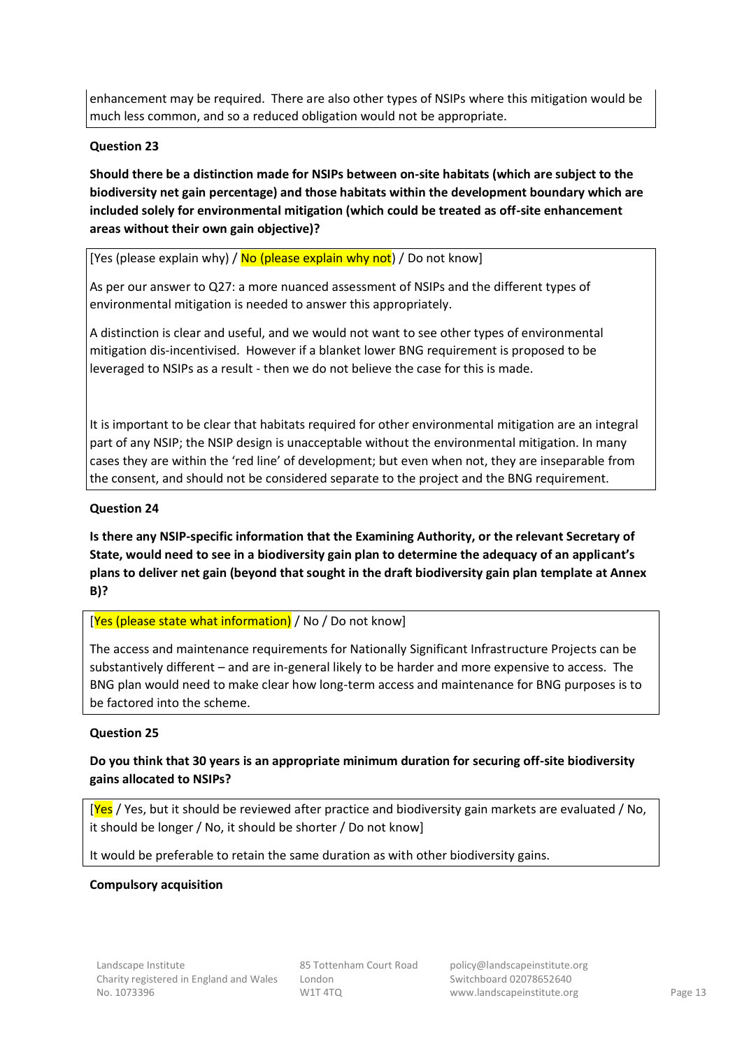enhancement may be required.  There are also other types of NSIPs where this mitigation would be much less common, and so a reduced obligation would not be appropriate.

**Question 23**

**Should there be a distinction made for NSIPs between on-site habitats (which are subject to the biodiversity net gain percentage) and those habitats within the development boundary which are included solely for environmental mitigation (which could be treated as off-site enhancement areas without their own gain objective)?**

[Yes (please explain why) / No (please explain why not) / Do not know]

As per our answer to Q27: a more nuanced assessment of NSIPs and the different types of environmental mitigation is needed to answer this appropriately.

A distinction is clear and useful, and we would not want to see other types of environmental mitigation dis-incentivised.  However if a blanket lower BNG requirement is proposed to be leveraged to NSIPs as a result - then we do not believe the case for this is made.

It is important to be clear that habitats required for other environmental mitigation are an integral part of any NSIP; the NSIP design is unacceptable without the environmental mitigation. In many cases they are within the 'red line' of development; but even when not, they are inseparable from the consent, and should not be considered separate to the project and the BNG requirement.

**Question 24**

**Is there any NSIP-specific information that the Examining Authority, or the relevant Secretary of State, would need to see in a biodiversity gain plan to determine the adequacy of an applicant's plans to deliver net gain (beyond that sought in the draft biodiversity gain plan template at Annex B)?**

[Yes (please state what information) / No / Do not know]

The access and maintenance requirements for Nationally Significant Infrastructure Projects can be substantively different – and are in-general likely to be harder and more expensive to access.  The BNG plan would need to make clear how long-term access and maintenance for BNG purposes is to be factored into the scheme.

**Question 25**

**Do you think that 30 years is an appropriate minimum duration for securing off-site biodiversity gains allocated to NSIPs?**

[Yes / Yes, but it should be reviewed after practice and biodiversity gain markets are evaluated / No, it should be longer / No, it should be shorter / Do not know]

It would be preferable to retain the same duration as with other biodiversity gains.

**Compulsory acquisition**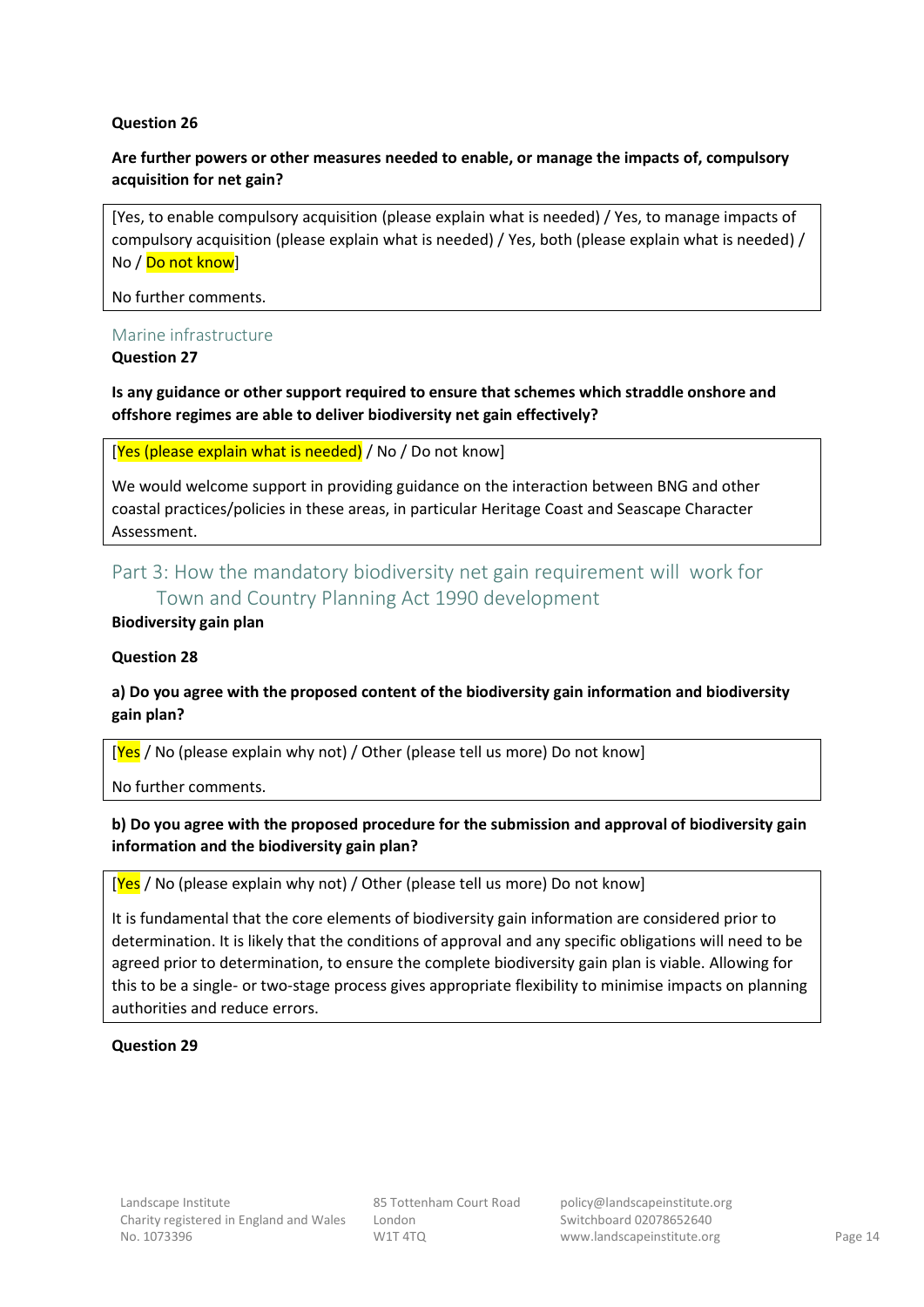**Question 26**

**Are further powers or other measures needed to enable, or manage the impacts of, compulsory acquisition for net gain?**

[Yes, to enable compulsory acquisition (please explain what is needed) / Yes, to manage impacts of compulsory acquisition (please explain what is needed) / Yes, both (please explain what is needed) / No / Do not know]

No further comments.

## Marine infrastructure

**Question 27**

**Is any guidance or other support required to ensure that schemes which straddle onshore and offshore regimes are able to deliver biodiversity net gain effectively?**

[Yes (please explain what is needed) / No / Do not know]

We would welcome support in providing guidance on the interaction between BNG and other coastal practices/policies in these areas, in particular Heritage Coast and Seascape Character Assessment.

# Part 3: How the mandatory biodiversity net gain requirement will work for Town and Country Planning Act 1990 development

**Biodiversity gain plan**

**Question 28**

**a) Do you agree with the proposed content of the biodiversity gain information and biodiversity gain plan?**

[Yes / No (please explain why not) / Other (please tell us more) Do not know]

No further comments.

**b) Do you agree with the proposed procedure for the submission and approval of biodiversity gain information and the biodiversity gain plan?**

[Yes / No (please explain why not) / Other (please tell us more) Do not know]

It is fundamental that the core elements of biodiversity gain information are considered prior to determination. It is likely that the conditions of approval and any specific obligations will need to be agreed prior to determination, to ensure the complete biodiversity gain plan is viable. Allowing for this to be a single- or two-stage process gives appropriate flexibility to minimise impacts on planning authorities and reduce errors.

**Question 29**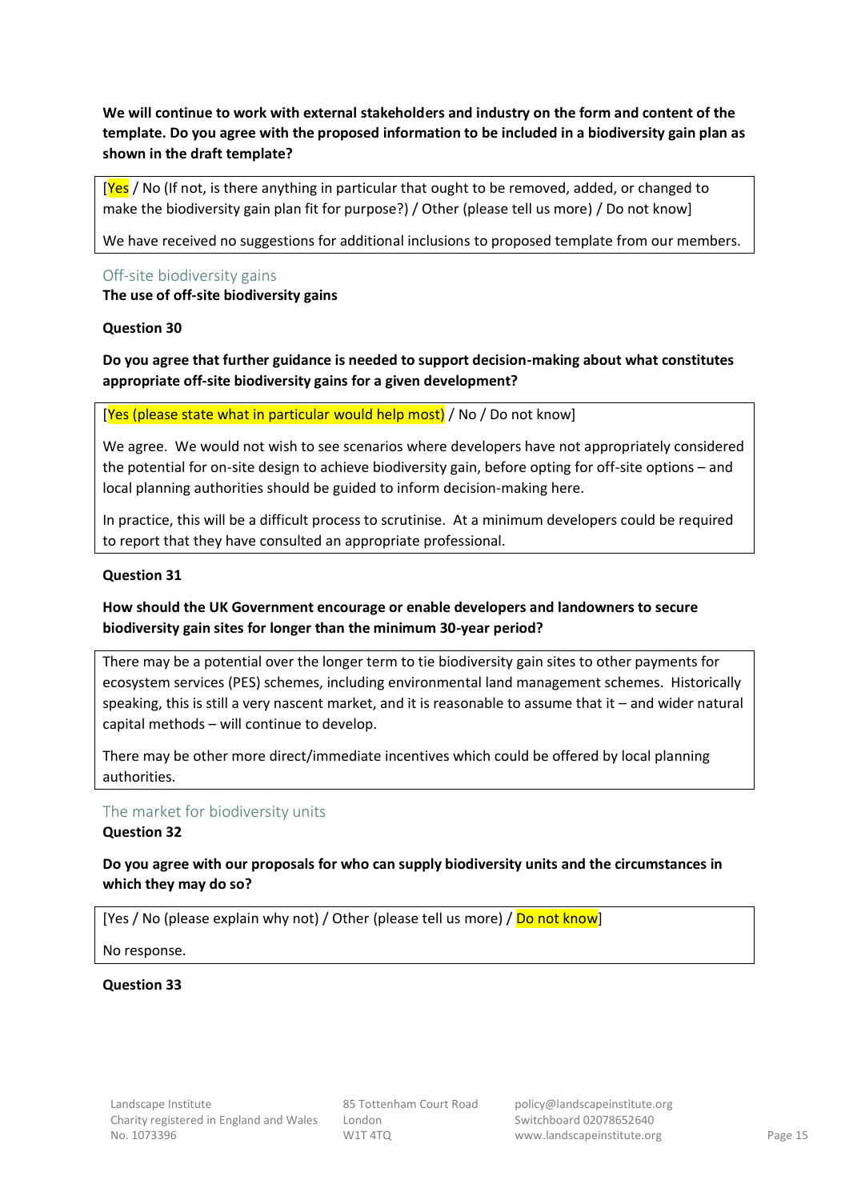**We will continue to work with external stakeholders and industry on the form and content of the template. Do you agree with the proposed information to be included in a biodiversity gain plan as shown in the draft template?**

[Yes / No (If not, is there anything in particular that ought to be removed, added, or changed to make the biodiversity gain plan fit for purpose?) / Other (please tell us more) / Do not know]

We have received no suggestions for additional inclusions to proposed template from our members.

## Off-site biodiversity gains

**The use of off-site biodiversity gains**

**Question 30**

**Do you agree that further guidance is needed to support decision-making about what constitutes appropriate off-site biodiversity gains for a given development?**

[Yes (please state what in particular would help most) / No / Do not know]

We agree. We would not wish to see scenarios where developers have not appropriately considered the potential for on-site design to achieve biodiversity gain, before opting for off-site options – and local planning authorities should be guided to inform decision-making here.

In practice, this will be a difficult process to scrutinise. At a minimum developers could be required to report that they have consulted an appropriate professional.

**Question 31**

**How should the UK Government encourage or enable developers and landowners to secure biodiversity gain sites for longer than the minimum 30-year period?**

There may be a potential over the longer term to tie biodiversity gain sites to other payments for ecosystem services (PES) schemes, including environmental land management schemes. Historically speaking, this is still a very nascent market, and it is reasonable to assume that it – and wider natural capital methods – will continue to develop.

There may be other more direct/immediate incentives which could be offered by local planning authorities.

## The market for biodiversity units

**Question 32**

**Do you agree with our proposals for who can supply biodiversity units and the circumstances in which they may do so?**

[Yes / No (please explain why not) / Other (please tell us more) / Do not know]

No response.

**Question 33**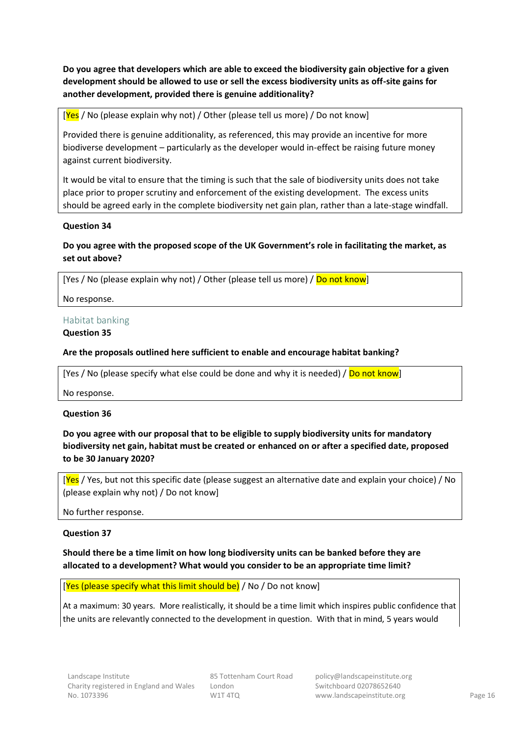**Do you agree that developers which are able to exceed the biodiversity gain objective for a given development should be allowed to use or sell the excess biodiversity units as off-site gains for another development, provided there is genuine additionality?**

[Yes / No (please explain why not) / Other (please tell us more) / Do not know]

Provided there is genuine additionality, as referenced, this may provide an incentive for more biodiverse development – particularly as the developer would in-effect be raising future money against current biodiversity.

It would be vital to ensure that the timing is such that the sale of biodiversity units does not take place prior to proper scrutiny and enforcement of the existing development. The excess units should be agreed early in the complete biodiversity net gain plan, rather than a late-stage windfall.

**Question 34**

**Do you agree with the proposed scope of the UK Government's role in facilitating the market, as set out above?**

[Yes / No (please explain why not) / Other (please tell us more) / Do not know]

No response.

## Habitat banking

**Question 35**

**Are the proposals outlined here sufficient to enable and encourage habitat banking?**

[Yes / No (please specify what else could be done and why it is needed) / Do not know]

No response.

**Question 36**

**Do you agree with our proposal that to be eligible to supply biodiversity units for mandatory biodiversity net gain, habitat must be created or enhanced on or after a specified date, proposed to be 30 January 2020?**

[Yes / Yes, but not this specific date (please suggest an alternative date and explain your choice) / No (please explain why not) / Do not know]

No further response.

**Question 37**

**Should there be a time limit on how long biodiversity units can be banked before they are allocated to a development? What would you consider to be an appropriate time limit?**

[Yes (please specify what this limit should be) / No / Do not know]

At a maximum: 30 years. More realistically, it should be a time limit which inspires public confidence that the units are relevantly connected to the development in question. With that in mind, 5 years would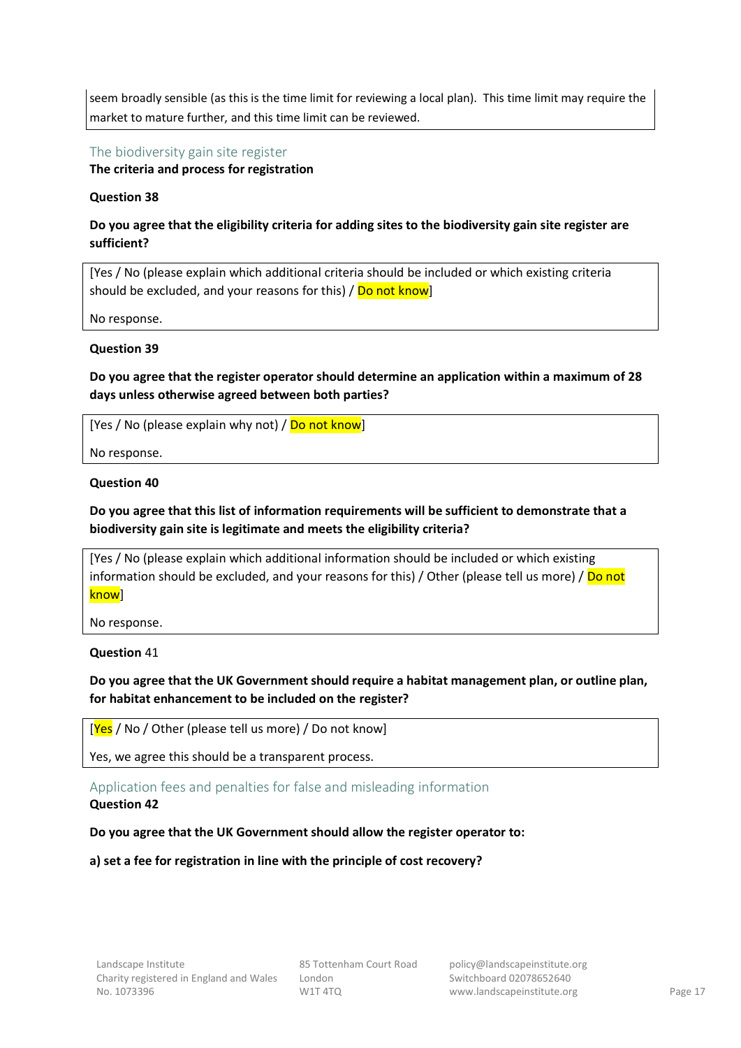seem broadly sensible (as this is the time limit for reviewing a local plan). This time limit may require the market to mature further, and this time limit can be reviewed.

## The biodiversity gain site register

**The criteria and process for registration**

**Question 38**

**Do you agree that the eligibility criteria for adding sites to the biodiversity gain site register are sufficient?**

[Yes / No (please explain which additional criteria should be included or which existing criteria should be excluded, and your reasons for this) / Do not know]

No response.

**Question 39**

**Do you agree that the register operator should determine an application within a maximum of 28 days unless otherwise agreed between both parties?**

[Yes / No (please explain why not) / Do not know]

No response.

**Question 40**

**Do you agree that this list of information requirements will be sufficient to demonstrate that a biodiversity gain site is legitimate and meets the eligibility criteria?**

[Yes / No (please explain which additional information should be included or which existing information should be excluded, and your reasons for this) / Other (please tell us more) / Do not know]

No response.

**Question** 41

**Do you agree that the UK Government should require a habitat management plan, or outline plan, for habitat enhancement to be included on the register?**

[Yes / No / Other (please tell us more) / Do not know]

Yes, we agree this should be a transparent process.

## Application fees and penalties for false and misleading information

**Question 42**

**Do you agree that the UK Government should allow the register operator to:**

**a) set a fee for registration in line with the principle of cost recovery?**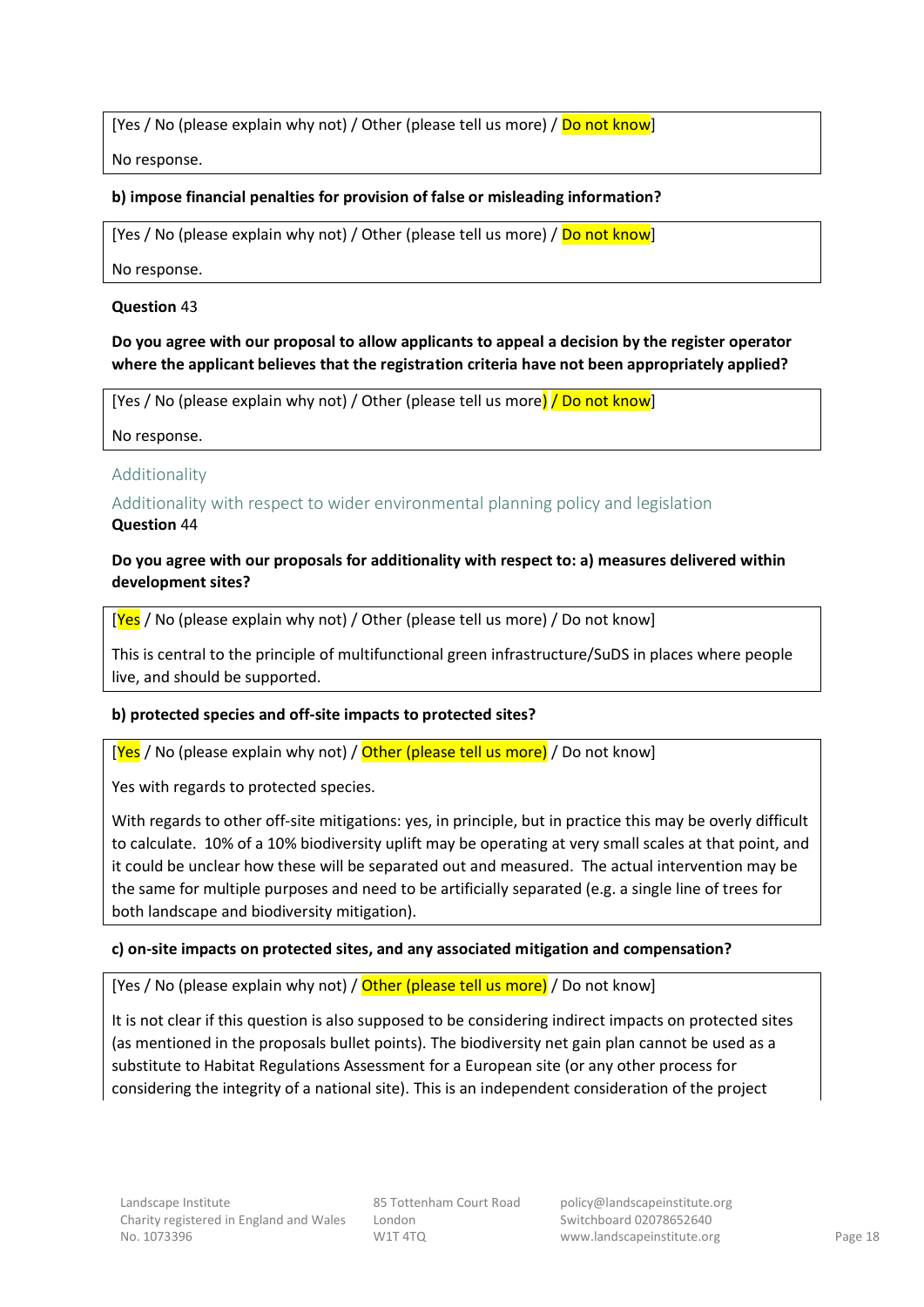[Yes / No (please explain why not) / Other (please tell us more) / Do not know]

No response.

**b) impose financial penalties for provision of false or misleading information?**

[Yes / No (please explain why not) / Other (please tell us more) / Do not know]

No response.

**Question** 43

**Do you agree with our proposal to allow applicants to appeal a decision by the register operator where the applicant believes that the registration criteria have not been appropriately applied?**

[Yes / No (please explain why not) / Other (please tell us more) / Do not know]

No response.

## Additionality

### Additionality with respect to wider environmental planning policy and legislation

**Question** 44

**Do you agree with our proposals for additionality with respect to: a) measures delivered within development sites?**

[Yes / No (please explain why not) / Other (please tell us more) / Do not know]

This is central to the principle of multifunctional green infrastructure/SuDS in places where people live, and should be supported.

**b) protected species and off-site impacts to protected sites?**

[Yes / No (please explain why not) / Other (please tell us more) / Do not know]

Yes with regards to protected species.

With regards to other off-site mitigations: yes, in principle, but in practice this may be overly difficult to calculate. 10% of a 10% biodiversity uplift may be operating at very small scales at that point, and it could be unclear how these will be separated out and measured. The actual intervention may be the same for multiple purposes and need to be artificially separated (e.g. a single line of trees for both landscape and biodiversity mitigation).

**c) on-site impacts on protected sites, and any associated mitigation and compensation?**

[Yes / No (please explain why not) / Other (please tell us more) / Do not know]

It is not clear if this question is also supposed to be considering indirect impacts on protected sites (as mentioned in the proposals bullet points). The biodiversity net gain plan cannot be used as a substitute to Habitat Regulations Assessment for a European site (or any other process for considering the integrity of a national site). This is an independent consideration of the project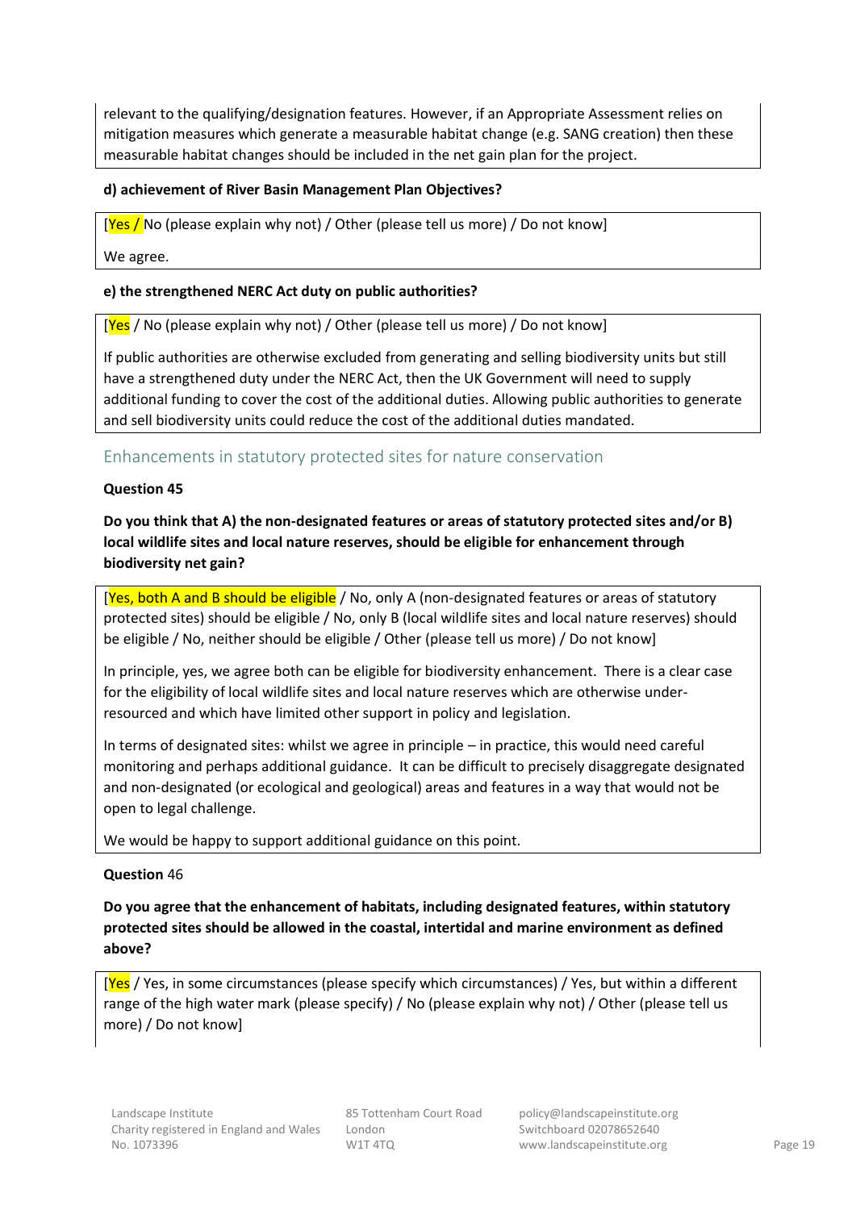relevant to the qualifying/designation features. However, if an Appropriate Assessment relies on mitigation measures which generate a measurable habitat change (e.g. SANG creation) then these measurable habitat changes should be included in the net gain plan for the project.

**d) achievement of River Basin Management Plan Objectives?**

[Yes / No (please explain why not) / Other (please tell us more) / Do not know]

We agree.

**e) the strengthened NERC Act duty on public authorities?**

[Yes / No (please explain why not) / Other (please tell us more) / Do not know]

If public authorities are otherwise excluded from generating and selling biodiversity units but still have a strengthened duty under the NERC Act, then the UK Government will need to supply additional funding to cover the cost of the additional duties. Allowing public authorities to generate and sell biodiversity units could reduce the cost of the additional duties mandated.

## Enhancements in statutory protected sites for nature conservation

**Question 45**

**Do you think that A) the non-designated features or areas of statutory protected sites and/or B) local wildlife sites and local nature reserves, should be eligible for enhancement through biodiversity net gain?**

[Yes, both A and B should be eligible / No, only A (non-designated features or areas of statutory protected sites) should be eligible / No, only B (local wildlife sites and local nature reserves) should be eligible / No, neither should be eligible / Other (please tell us more) / Do not know]

In principle, yes, we agree both can be eligible for biodiversity enhancement. There is a clear case for the eligibility of local wildlife sites and local nature reserves which are otherwise under-resourced and which have limited other support in policy and legislation.

In terms of designated sites: whilst we agree in principle – in practice, this would need careful monitoring and perhaps additional guidance. It can be difficult to precisely disaggregate designated and non-designated (or ecological and geological) areas and features in a way that would not be open to legal challenge.

We would be happy to support additional guidance on this point.

**Question** 46

**Do you agree that the enhancement of habitats, including designated features, within statutory protected sites should be allowed in the coastal, intertidal and marine environment as defined above?**

[Yes / Yes, in some circumstances (please specify which circumstances) / Yes, but within a different range of the high water mark (please specify) / No (please explain why not) / Other (please tell us more) / Do not know]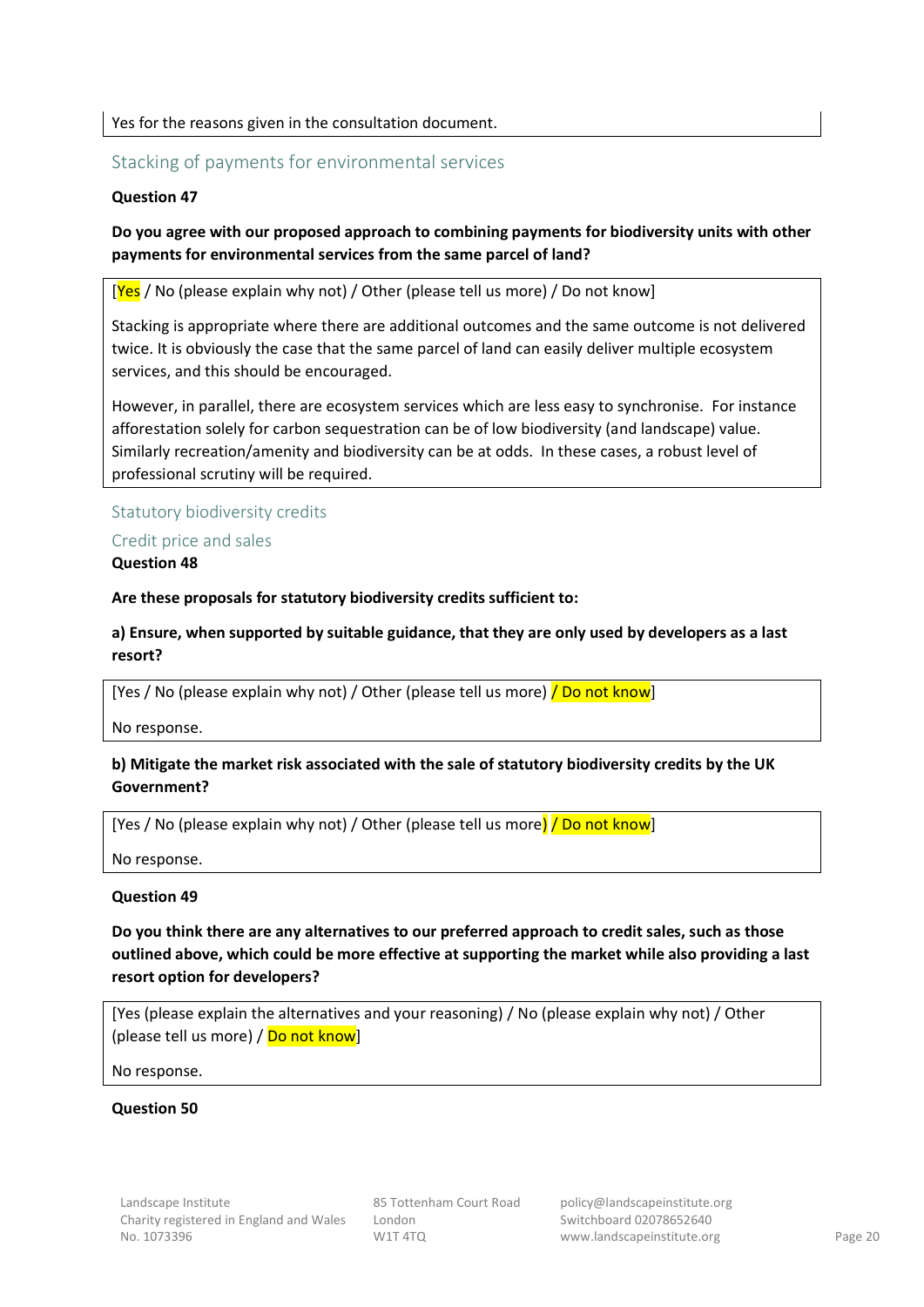Yes for the reasons given in the consultation document.

## Stacking of payments for environmental services

**Question 47**

**Do you agree with our proposed approach to combining payments for biodiversity units with other payments for environmental services from the same parcel of land?**

[Yes / No (please explain why not) / Other (please tell us more) / Do not know]

Stacking is appropriate where there are additional outcomes and the same outcome is not delivered twice. It is obviously the case that the same parcel of land can easily deliver multiple ecosystem services, and this should be encouraged.

However, in parallel, there are ecosystem services which are less easy to synchronise. For instance afforestation solely for carbon sequestration can be of low biodiversity (and landscape) value. Similarly recreation/amenity and biodiversity can be at odds. In these cases, a robust level of professional scrutiny will be required.

## Statutory biodiversity credits

### Credit price and sales

**Question 48**

**Are these proposals for statutory biodiversity credits sufficient to:**

**a) Ensure, when supported by suitable guidance, that they are only used by developers as a last resort?**

[Yes / No (please explain why not) / Other (please tell us more) / Do not know]

No response.

**b) Mitigate the market risk associated with the sale of statutory biodiversity credits by the UK Government?**

[Yes / No (please explain why not) / Other (please tell us more) / Do not know]

No response.

**Question 49**

**Do you think there are any alternatives to our preferred approach to credit sales, such as those outlined above, which could be more effective at supporting the market while also providing a last resort option for developers?**

[Yes (please explain the alternatives and your reasoning) / No (please explain why not) / Other (please tell us more) / Do not know]

No response.

**Question 50**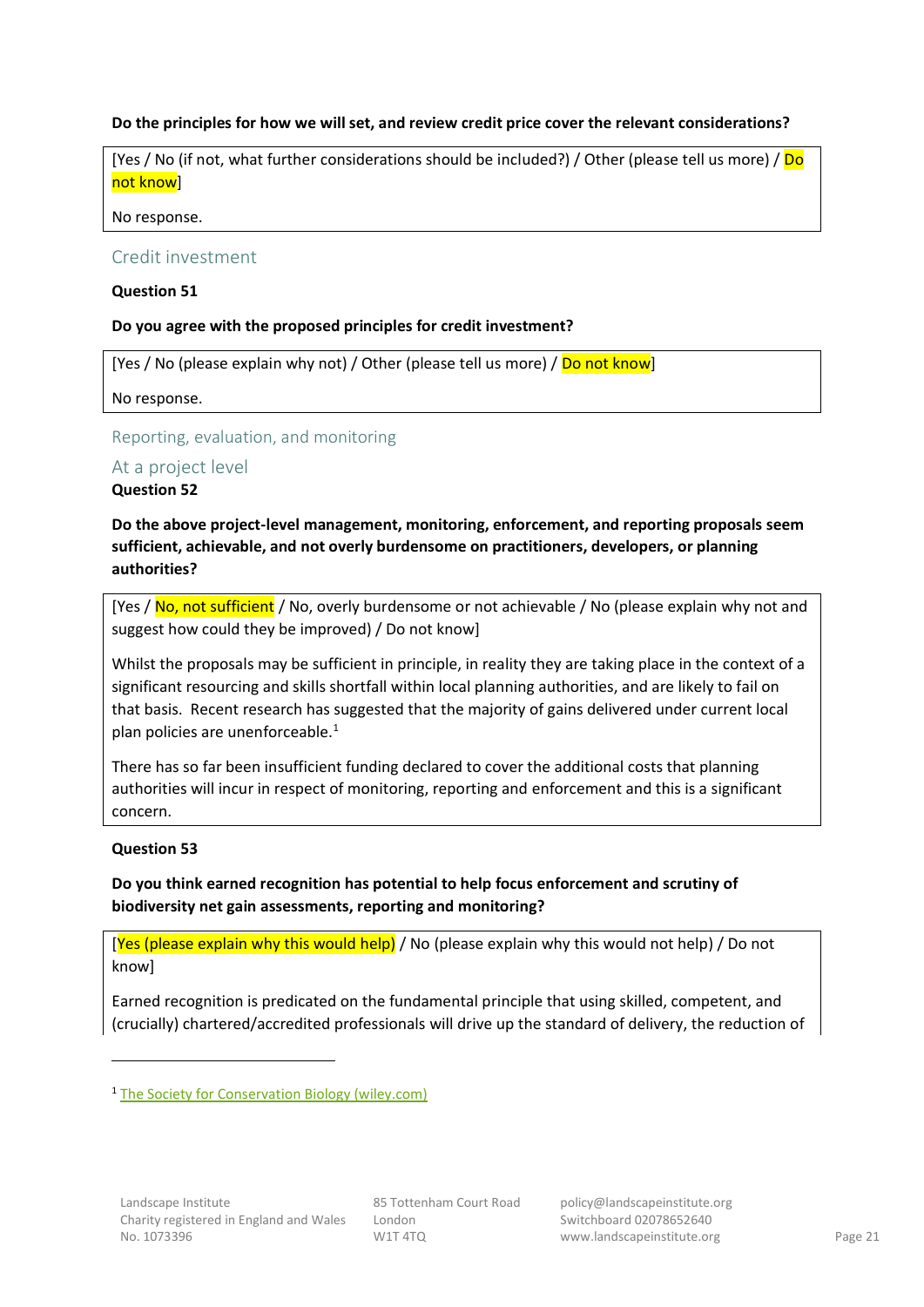**Do the principles for how we will set, and review credit price cover the relevant considerations?**

[Yes / No (if not, what further considerations should be included?) / Other (please tell us more) / Do not know]

No response.

## Credit investment

**Question 51**

**Do you agree with the proposed principles for credit investment?**

[Yes / No (please explain why not) / Other (please tell us more) / Do not know]

No response.

## Reporting, evaluation, and monitoring

### At a project level

**Question 52**

**Do the above project-level management, monitoring, enforcement, and reporting proposals seem sufficient, achievable, and not overly burdensome on practitioners, developers, or planning authorities?**

[Yes / No, not sufficient / No, overly burdensome or not achievable / No (please explain why not and suggest how could they be improved) / Do not know]

Whilst the proposals may be sufficient in principle, in reality they are taking place in the context of a significant resourcing and skills shortfall within local planning authorities, and are likely to fail on that basis. Recent research has suggested that the majority of gains delivered under current local plan policies are unenforceable.[1]

There has so far been insufficient funding declared to cover the additional costs that planning authorities will incur in respect of monitoring, reporting and enforcement and this is a significant concern.

**Question 53**

**Do you think earned recognition has potential to help focus enforcement and scrutiny of biodiversity net gain assessments, reporting and monitoring?**

[Yes (please explain why this would help) / No (please explain why this would not help) / Do not know]

Earned recognition is predicated on the fundamental principle that using skilled, competent, and (crucially) chartered/accredited professionals will drive up the standard of delivery, the reduction of

---

[1] The Society for Conservation Biology (wiley.com)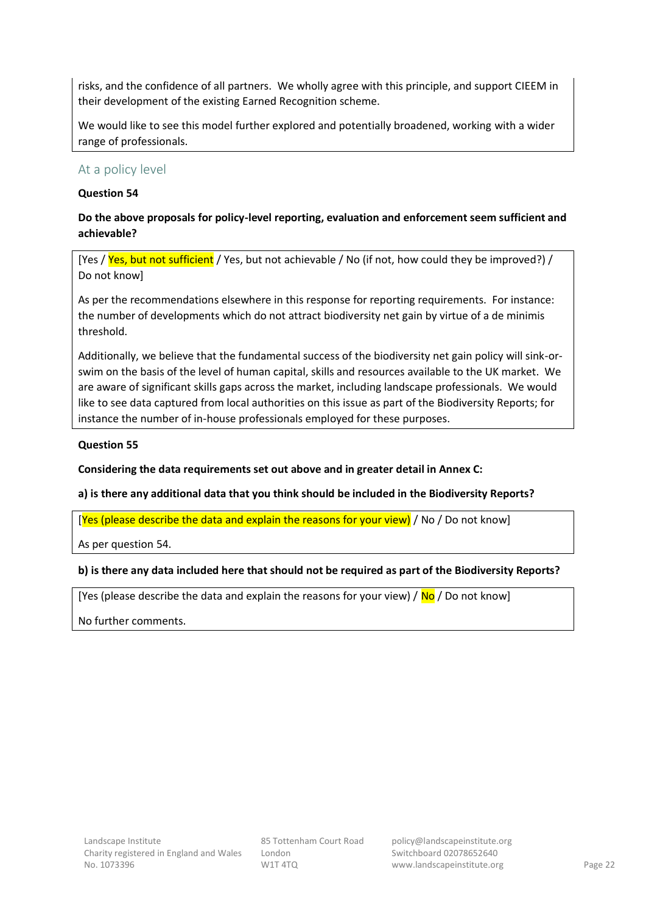risks, and the confidence of all partners. We wholly agree with this principle, and support CIEEM in their development of the existing Earned Recognition scheme.

We would like to see this model further explored and potentially broadened, working with a wider range of professionals.

## At a policy level

**Question 54**

**Do the above proposals for policy-level reporting, evaluation and enforcement seem sufficient and achievable?**

[Yes / Yes, but not sufficient / Yes, but not achievable / No (if not, how could they be improved?) / Do not know]

As per the recommendations elsewhere in this response for reporting requirements. For instance: the number of developments which do not attract biodiversity net gain by virtue of a de minimis threshold.

Additionally, we believe that the fundamental success of the biodiversity net gain policy will sink-or-swim on the basis of the level of human capital, skills and resources available to the UK market. We are aware of significant skills gaps across the market, including landscape professionals. We would like to see data captured from local authorities on this issue as part of the Biodiversity Reports; for instance the number of in-house professionals employed for these purposes.

**Question 55**

**Considering the data requirements set out above and in greater detail in Annex C:**

**a) is there any additional data that you think should be included in the Biodiversity Reports?**

[Yes (please describe the data and explain the reasons for your view) / No / Do not know]

As per question 54.

**b) is there any data included here that should not be required as part of the Biodiversity Reports?**

[Yes (please describe the data and explain the reasons for your view) / No / Do not know]

No further comments.